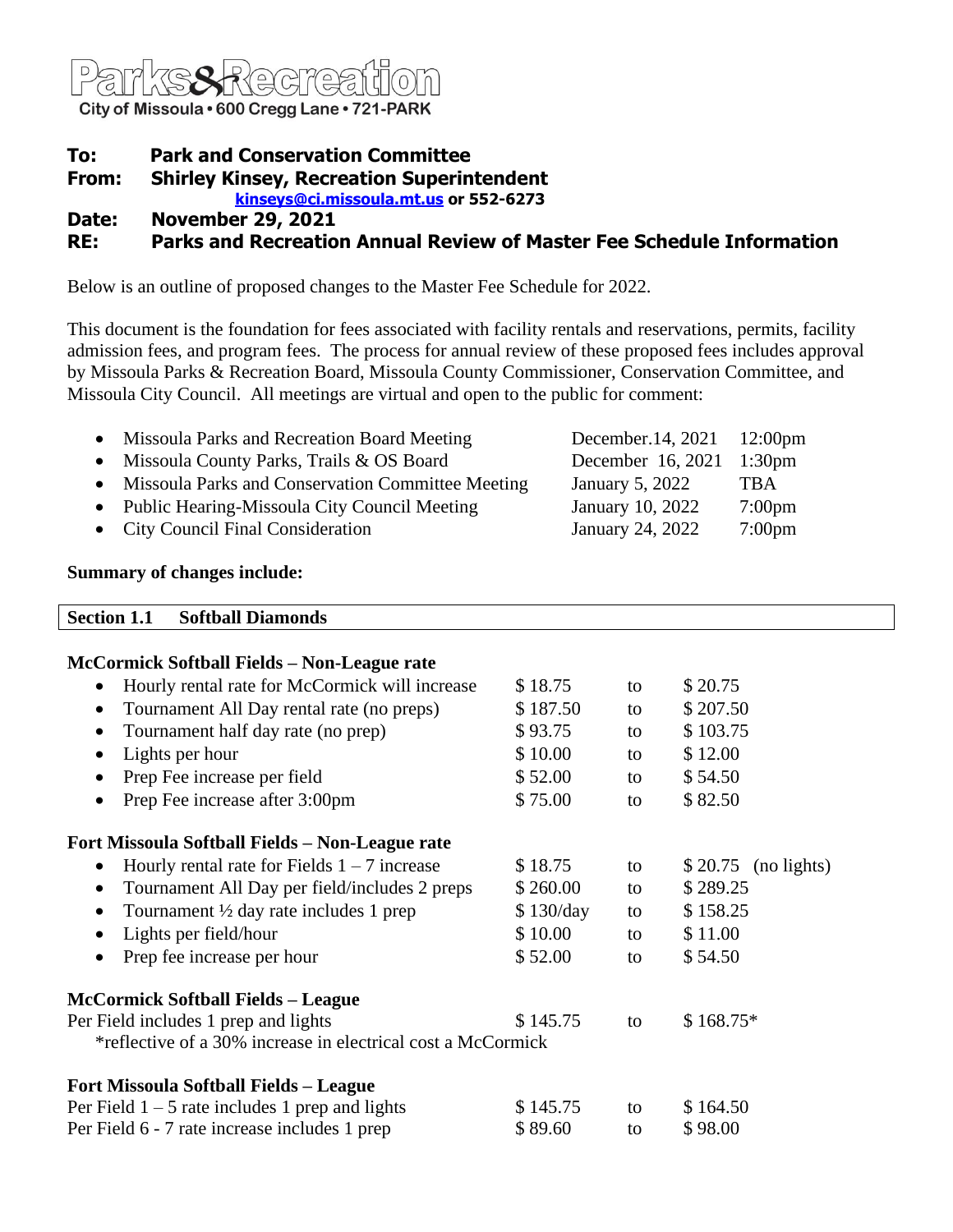# Parks&Recreation

City of Missoula • 600 Cregg Lane • 721-PARK

**To:** Park and Conservation Committee
**From:** Shirley Kinsey, Recreation Superintendent
[kinseys@ci.missoula.mt.us](mailto:kinseys@ci.missoula.mt.us) or 552-6273
**Date:** November 29, 2021
**RE:** Parks and Recreation Annual Review of Master Fee Schedule Information

Below is an outline of proposed changes to the Master Fee Schedule for 2022.

This document is the foundation for fees associated with facility rentals and reservations, permits, facility admission fees, and program fees. The process for annual review of these proposed fees includes approval by Missoula Parks & Recreation Board, Missoula County Commissioner, Conservation Committee, and Missoula City Council. All meetings are virtual and open to the public for comment:

| Meeting | Date | Time |
|---|---|---|
| Missoula Parks and Recreation Board Meeting | December.14, 2021 | 12:00pm |
| Missoula County Parks, Trails & OS Board | December 16, 2021 | 1:30pm |
| Missoula Parks and Conservation Committee Meeting | January 5, 2022 | TBA |
| Public Hearing-Missoula City Council Meeting | January 10, 2022 | 7:00pm |
| City Council Final Consideration | January 24, 2022 | 7:00pm |

**Summary of changes include:**

## Section 1.1 Softball Diamonds

**McCormick Softball Fields – Non-League rate**

| Item | Current | | Proposed |
|---|---|---|---|
| Hourly rental rate for McCormick will increase | $ 18.75 | to | $ 20.75 |
| Tournament All Day rental rate (no preps) | $ 187.50 | to | $ 207.50 |
| Tournament half day rate (no prep) | $ 93.75 | to | $ 103.75 |
| Lights per hour | $ 10.00 | to | $ 12.00 |
| Prep Fee increase per field | $ 52.00 | to | $ 54.50 |
| Prep Fee increase after 3:00pm | $ 75.00 | to | $ 82.50 |

**Fort Missoula Softball Fields – Non-League rate**

| Item | Current | | Proposed |
|---|---|---|---|
| Hourly rental rate for Fields 1 – 7 increase | $ 18.75 | to | $ 20.75 (no lights) |
| Tournament All Day per field/includes 2 preps | $ 260.00 | to | $ 289.25 |
| Tournament ½ day rate includes 1 prep | $ 130/day | to | $ 158.25 |
| Lights per field/hour | $ 10.00 | to | $ 11.00 |
| Prep fee increase per hour | $ 52.00 | to | $ 54.50 |

**McCormick Softball Fields – League**

| Item | Current | | Proposed |
|---|---|---|---|
| Per Field includes 1 prep and lights | $ 145.75 | to | $ 168.75* |

*reflective of a 30% increase in electrical cost a McCormick

**Fort Missoula Softball Fields – League**

| Item | Current | | Proposed |
|---|---|---|---|
| Per Field 1 – 5 rate includes 1 prep and lights | $ 145.75 | to | $ 164.50 |
| Per Field 6 - 7 rate increase includes 1 prep | $ 89.60 | to | $ 98.00 |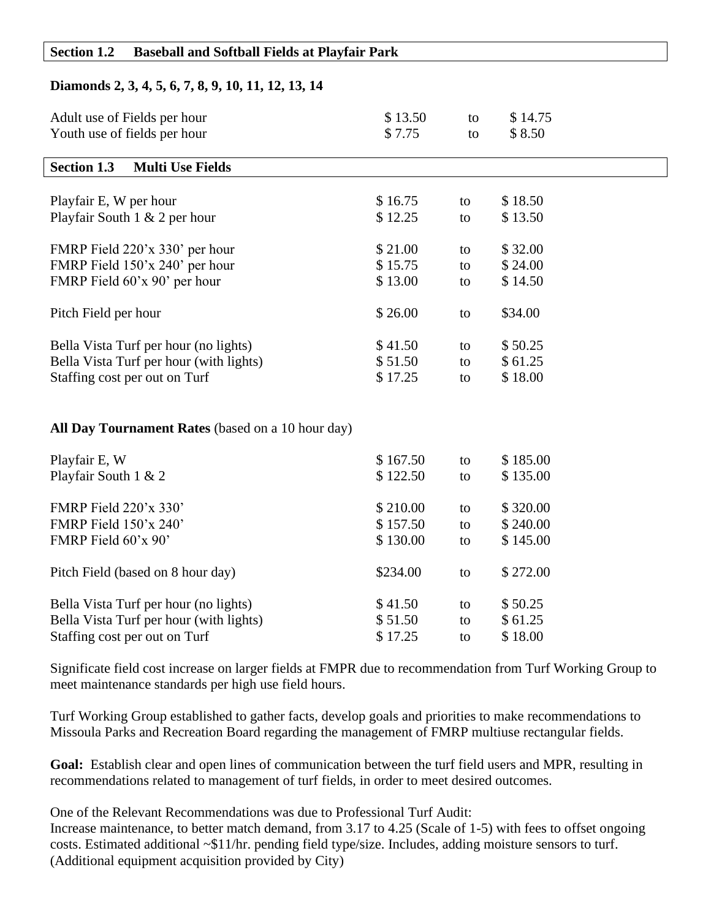## Section 1.2 Baseball and Softball Fields at Playfair Park

**Diamonds 2, 3, 4, 5, 6, 7, 8, 9, 10, 11, 12, 13, 14**

| | | | |
|---|---|---|---|
| Adult use of Fields per hour | $ 13.50 | to | $ 14.75 |
| Youth use of fields per hour | $ 7.75 | to | $ 8.50 |

## Section 1.3 Multi Use Fields

| | | | |
|---|---|---|---|
| Playfair E, W per hour | $ 16.75 | to | $ 18.50 |
| Playfair South 1 & 2 per hour | $ 12.25 | to | $ 13.50 |
| FMRP Field 220'x 330' per hour | $ 21.00 | to | $ 32.00 |
| FMRP Field 150'x 240' per hour | $ 15.75 | to | $ 24.00 |
| FMRP Field 60'x 90' per hour | $ 13.00 | to | $ 14.50 |
| Pitch Field per hour | $ 26.00 | to | $34.00 |
| Bella Vista Turf per hour (no lights) | $ 41.50 | to | $ 50.25 |
| Bella Vista Turf per hour (with lights) | $ 51.50 | to | $ 61.25 |
| Staffing cost per out on Turf | $ 17.25 | to | $ 18.00 |

**All Day Tournament Rates** (based on a 10 hour day)

| | | | |
|---|---|---|---|
| Playfair E, W | $ 167.50 | to | $ 185.00 |
| Playfair South 1 & 2 | $ 122.50 | to | $ 135.00 |
| FMRP Field 220'x 330' | $ 210.00 | to | $ 320.00 |
| FMRP Field 150'x 240' | $ 157.50 | to | $ 240.00 |
| FMRP Field 60'x 90' | $ 130.00 | to | $ 145.00 |
| Pitch Field (based on 8 hour day) | $234.00 | to | $ 272.00 |
| Bella Vista Turf per hour (no lights) | $ 41.50 | to | $ 50.25 |
| Bella Vista Turf per hour (with lights) | $ 51.50 | to | $ 61.25 |
| Staffing cost per out on Turf | $ 17.25 | to | $ 18.00 |

Significate field cost increase on larger fields at FMPR due to recommendation from Turf Working Group to meet maintenance standards per high use field hours.

Turf Working Group established to gather facts, develop goals and priorities to make recommendations to Missoula Parks and Recreation Board regarding the management of FMRP multiuse rectangular fields.

**Goal:** Establish clear and open lines of communication between the turf field users and MPR, resulting in recommendations related to management of turf fields, in order to meet desired outcomes.

One of the Relevant Recommendations was due to Professional Turf Audit:
Increase maintenance, to better match demand, from 3.17 to 4.25 (Scale of 1-5) with fees to offset ongoing costs. Estimated additional ~$11/hr. pending field type/size. Includes, adding moisture sensors to turf. (Additional equipment acquisition provided by City)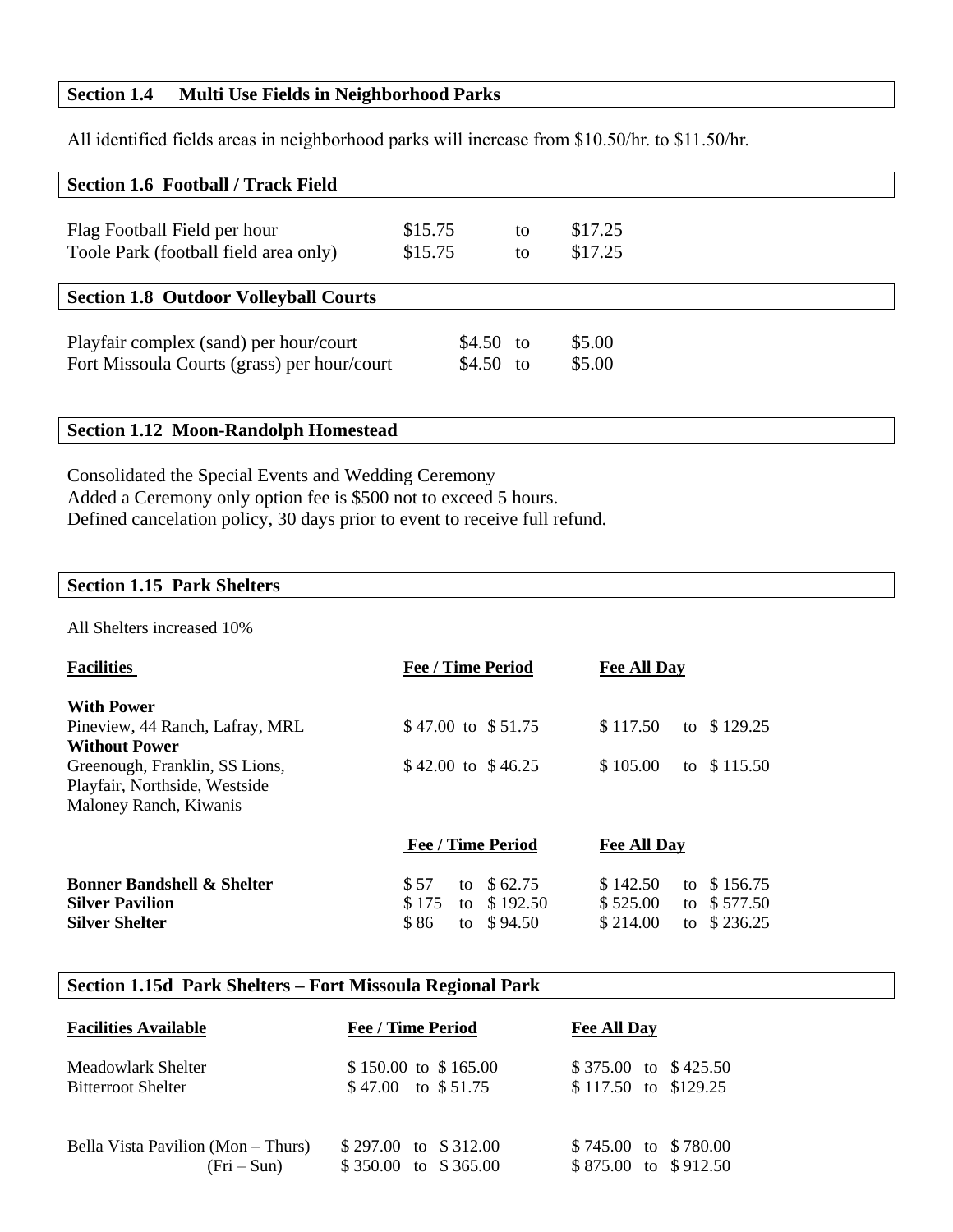## Section 1.4 Multi Use Fields in Neighborhood Parks

All identified fields areas in neighborhood parks will increase from \$10.50/hr. to \$11.50/hr.

## Section 1.6 Football / Track Field

| | | | |
|---|---|---|---|
| Flag Football Field per hour | \$15.75 | to | \$17.25 |
| Toole Park (football field area only) | \$15.75 | to | \$17.25 |

## Section 1.8 Outdoor Volleyball Courts

| | | | |
|---|---|---|---|
| Playfair complex (sand) per hour/court | \$4.50 | to | \$5.00 |
| Fort Missoula Courts (grass) per hour/court | \$4.50 | to | \$5.00 |

## Section 1.12 Moon-Randolph Homestead

Consolidated the Special Events and Wedding Ceremony
Added a Ceremony only option fee is \$500 not to exceed 5 hours.
Defined cancelation policy, 30 days prior to event to receive full refund.

## Section 1.15 Park Shelters

All Shelters increased 10%

| Facilities | Fee / Time Period | Fee All Day |
|---|---|---|
| **With Power** | | |
| Pineview, 44 Ranch, Lafray, MRL | \$ 47.00 to \$ 51.75 | \$ 117.50 to \$ 129.25 |
| **Without Power** | | |
| Greenough, Franklin, SS Lions, Playfair, Northside, Westside Maloney Ranch, Kiwanis | \$ 42.00 to \$ 46.25 | \$ 105.00 to \$ 115.50 |

| | Fee / Time Period | Fee All Day |
|---|---|---|
| **Bonner Bandshell & Shelter** | \$ 57 to \$ 62.75 | \$ 142.50 to \$ 156.75 |
| **Silver Pavilion** | \$ 175 to \$ 192.50 | \$ 525.00 to \$ 577.50 |
| **Silver Shelter** | \$ 86 to \$ 94.50 | \$ 214.00 to \$ 236.25 |

## Section 1.15d Park Shelters – Fort Missoula Regional Park

| Facilities Available | Fee / Time Period | Fee All Day |
|---|---|---|
| Meadowlark Shelter | \$ 150.00 to \$ 165.00 | \$ 375.00 to \$ 425.50 |
| Bitterroot Shelter | \$ 47.00 to \$ 51.75 | \$ 117.50 to \$129.25 |
| Bella Vista Pavilion (Mon – Thurs) | \$ 297.00 to \$ 312.00 | \$ 745.00 to \$ 780.00 |
| (Fri – Sun) | \$ 350.00 to \$ 365.00 | \$ 875.00 to \$ 912.50 |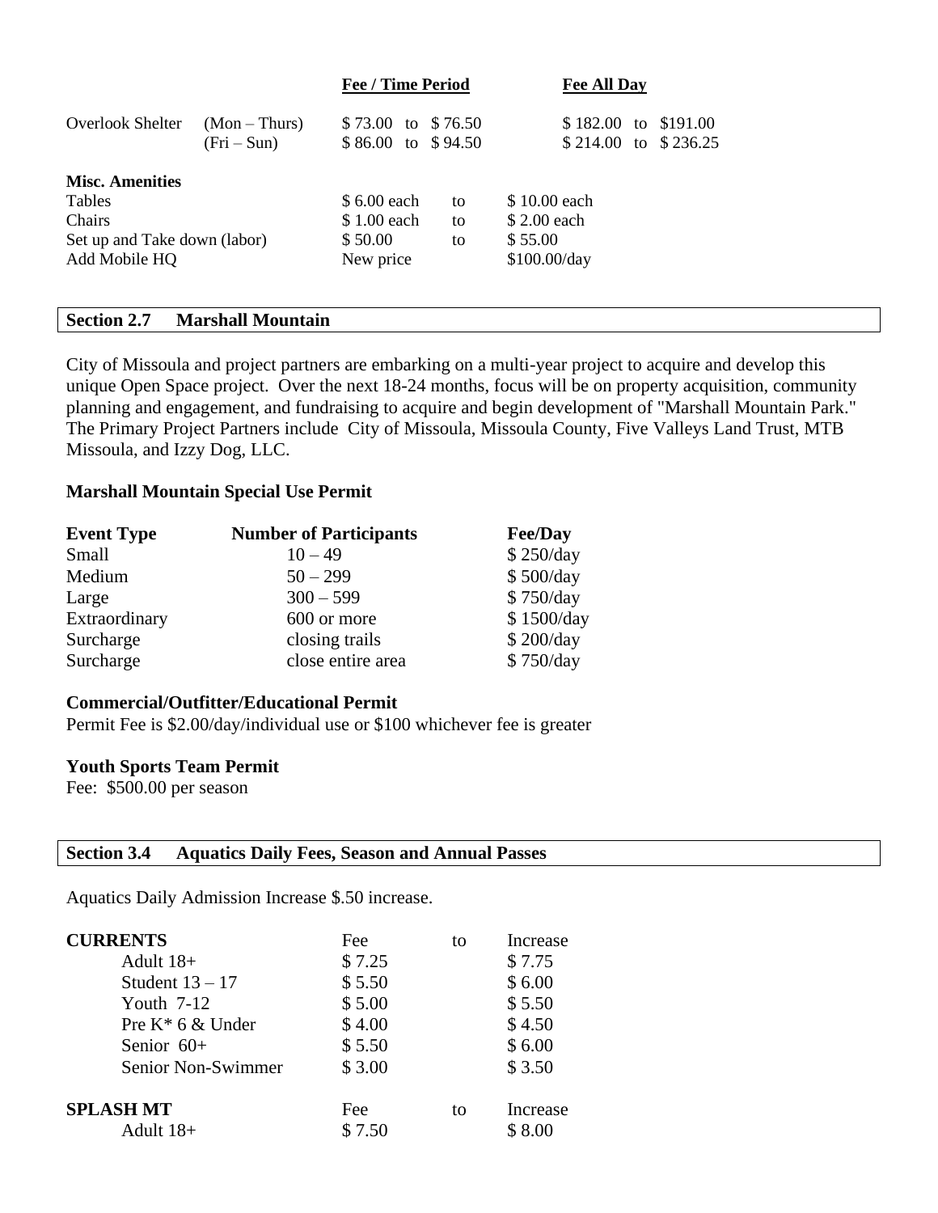| | | Fee / Time Period | Fee All Day |
|---|---|---|---|
| Overlook Shelter | (Mon – Thurs) | $ 73.00 to $ 76.50 | $ 182.00 to $191.00 |
| | (Fri – Sun) | $ 86.00 to $ 94.50 | $ 214.00 to $ 236.25 |

**Misc. Amenities**

| | | | |
|---|---|---|---|
| Tables | $ 6.00 each | to | $ 10.00 each |
| Chairs | $ 1.00 each | to | $ 2.00 each |
| Set up and Take down (labor) | $ 50.00 | to | $ 55.00 |
| Add Mobile HQ | New price | | $100.00/day |

## Section 2.7 Marshall Mountain

City of Missoula and project partners are embarking on a multi-year project to acquire and develop this unique Open Space project. Over the next 18-24 months, focus will be on property acquisition, community planning and engagement, and fundraising to acquire and begin development of "Marshall Mountain Park." The Primary Project Partners include City of Missoula, Missoula County, Five Valleys Land Trust, MTB Missoula, and Izzy Dog, LLC.

**Marshall Mountain Special Use Permit**

| Event Type | Number of Participants | Fee/Day |
|---|---|---|
| Small | 10 – 49 | $ 250/day |
| Medium | 50 – 299 | $ 500/day |
| Large | 300 – 599 | $ 750/day |
| Extraordinary | 600 or more | $ 1500/day |
| Surcharge | closing trails | $ 200/day |
| Surcharge | close entire area | $ 750/day |

**Commercial/Outfitter/Educational Permit**
Permit Fee is $2.00/day/individual use or $100 whichever fee is greater

**Youth Sports Team Permit**
Fee: $500.00 per season

## Section 3.4 Aquatics Daily Fees, Season and Annual Passes

Aquatics Daily Admission Increase $.50 increase.

| CURRENTS | Fee | to | Increase |
|---|---|---|---|
| Adult 18+ | $ 7.25 | | $ 7.75 |
| Student 13 – 17 | $ 5.50 | | $ 6.00 |
| Youth 7-12 | $ 5.00 | | $ 5.50 |
| Pre K* 6 & Under | $ 4.00 | | $ 4.50 |
| Senior 60+ | $ 5.50 | | $ 6.00 |
| Senior Non-Swimmer | $ 3.00 | | $ 3.50 |

| SPLASH MT | Fee | to | Increase |
|---|---|---|---|
| Adult 18+ | $ 7.50 | | $ 8.00 |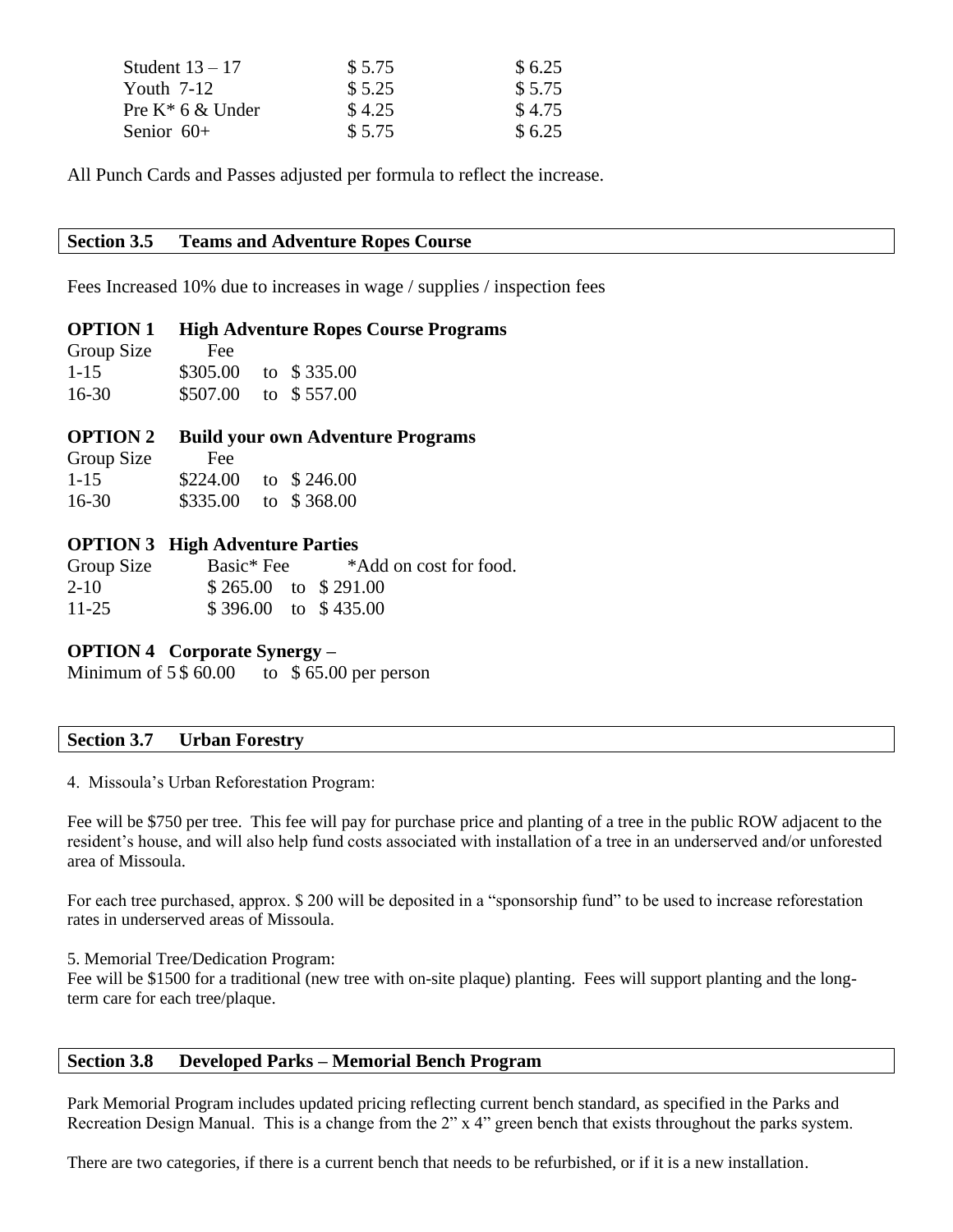| | | |
|---|---|---|
| Student 13 – 17 | $ 5.75 | $ 6.25 |
| Youth 7-12 | $ 5.25 | $ 5.75 |
| Pre K* 6 & Under | $ 4.25 | $ 4.75 |
| Senior 60+ | $ 5.75 | $ 6.25 |

All Punch Cards and Passes adjusted per formula to reflect the increase.

## Section 3.5 Teams and Adventure Ropes Course

Fees Increased 10% due to increases in wage / supplies / inspection fees

**OPTION 1 High Adventure Ropes Course Programs**

| Group Size | Fee |
|---|---|
| 1-15 | $305.00 to $ 335.00 |
| 16-30 | $507.00 to $ 557.00 |

**OPTION 2 Build your own Adventure Programs**

| Group Size | Fee |
|---|---|
| 1-15 | $224.00 to $ 246.00 |
| 16-30 | $335.00 to $ 368.00 |

**OPTION 3 High Adventure Parties**

| Group Size | Basic* Fee | *Add on cost for food. |
|---|---|---|
| 2-10 | $ 265.00 to $ 291.00 | |
| 11-25 | $ 396.00 to $ 435.00 | |

**OPTION 4 Corporate Synergy –**

Minimum of 5 $ 60.00 to $ 65.00 per person

## Section 3.7 Urban Forestry

4. Missoula's Urban Reforestation Program:

Fee will be $750 per tree. This fee will pay for purchase price and planting of a tree in the public ROW adjacent to the resident's house, and will also help fund costs associated with installation of a tree in an underserved and/or unforested area of Missoula.

For each tree purchased, approx. $ 200 will be deposited in a "sponsorship fund" to be used to increase reforestation rates in underserved areas of Missoula.

5. Memorial Tree/Dedication Program:
Fee will be $1500 for a traditional (new tree with on-site plaque) planting. Fees will support planting and the long-term care for each tree/plaque.

## Section 3.8 Developed Parks – Memorial Bench Program

Park Memorial Program includes updated pricing reflecting current bench standard, as specified in the Parks and Recreation Design Manual. This is a change from the 2" x 4" green bench that exists throughout the parks system.

There are two categories, if there is a current bench that needs to be refurbished, or if it is a new installation.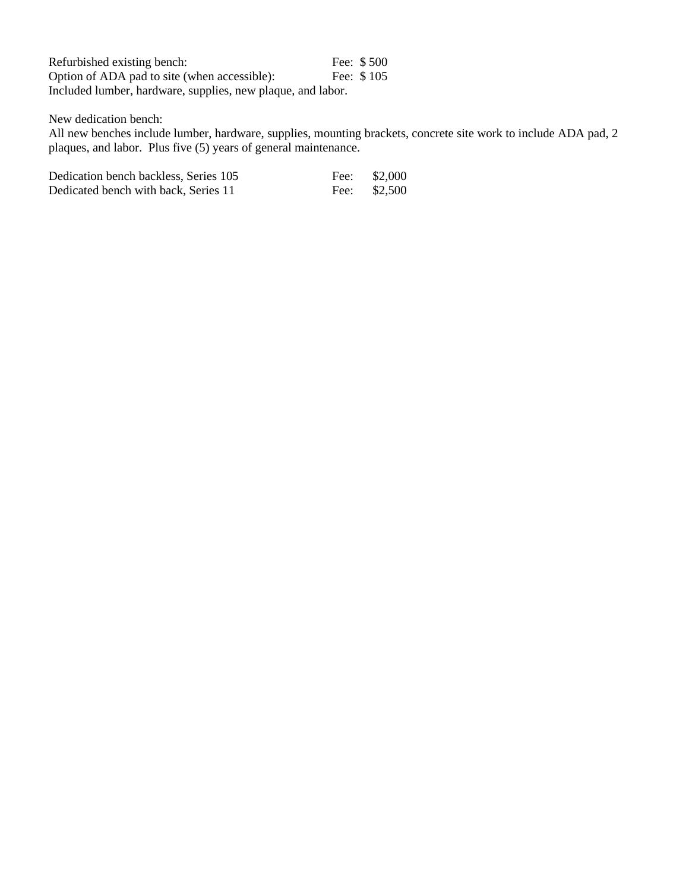Refurbished existing bench: Fee: $ 500
Option of ADA pad to site (when accessible): Fee: $ 105
Included lumber, hardware, supplies, new plaque, and labor.

New dedication bench:
All new benches include lumber, hardware, supplies, mounting brackets, concrete site work to include ADA pad, 2 plaques, and labor. Plus five (5) years of general maintenance.

| | |
|---|---|
| Dedication bench backless, Series 105 | Fee: $2,000 |
| Dedicated bench with back, Series 11 | Fee: $2,500 |